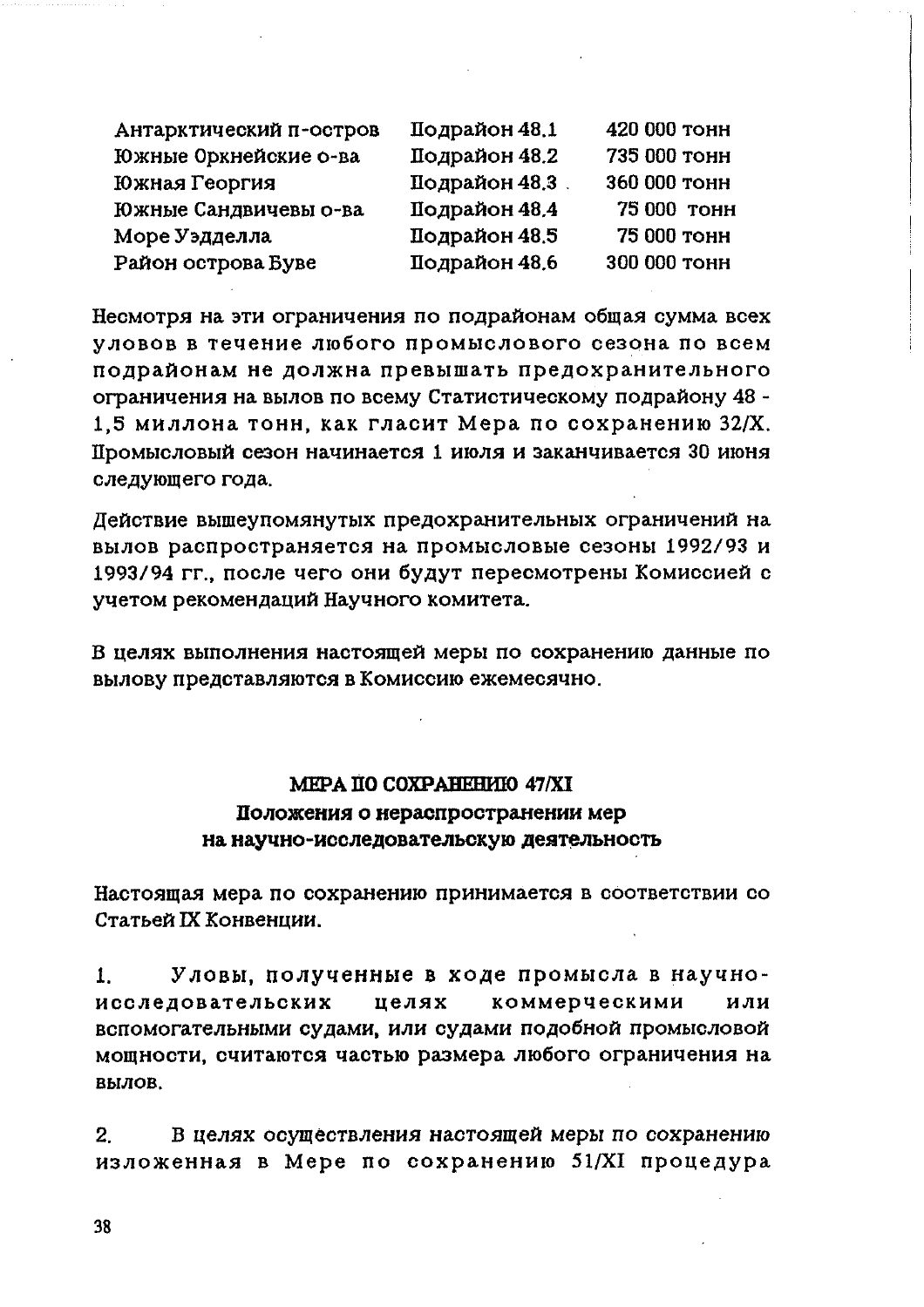| | | |
|---|---|---|
| Антарктический п-остров | Подрайон 48.1 | 420 000 тонн |
| Южные Оркнейские о-ва | Подрайон 48.2 | 735 000 тонн |
| Южная Георгия | Подрайон 48.3 | 360 000 тонн |
| Южные Сандвичевы о-ва | Подрайон 48.4 | 75 000 тонн |
| Море Уэдделла | Подрайон 48.5 | 75 000 тонн |
| Район острова Буве | Подрайон 48.6 | 300 000 тонн |

Несмотря на эти ограничения по подрайонам общая сумма всех уловов в течение любого промыслового сезона по всем подрайонам не должна превышать предохранительного ограничения на вылов по всему Статистическому подрайону 48 - 1,5 миллона тонн, как гласит Мера по сохранению 32/X. Промысловый сезон начинается 1 июля и заканчивается 30 июня следующего года.

Действие вышеупомянутых предохранительных ограничений на вылов распространяется на промысловые сезоны 1992/93 и 1993/94 гг., после чего они будут пересмотрены Комиссией с учетом рекомендаций Научного комитета.

В целях выполнения настоящей меры по сохранению данные по вылову представляются в Комиссию ежемесячно.

## МЕРА ПО СОХРАНЕНИЮ 47/XI
## Положения о нераспространении мер на научно-исследовательскую деятельность

Настоящая мера по сохранению принимается в соответствии со Статьей IX Конвенции.

1. Уловы, полученные в ходе промысла в научно-исследовательских целях коммерческими или вспомогательными судами, или судами подобной промысловой мощности, считаются частью размера любого ограничения на вылов.

2. В целях осуществления настоящей меры по сохранению изложенная в Мере по сохранению 51/XI процедура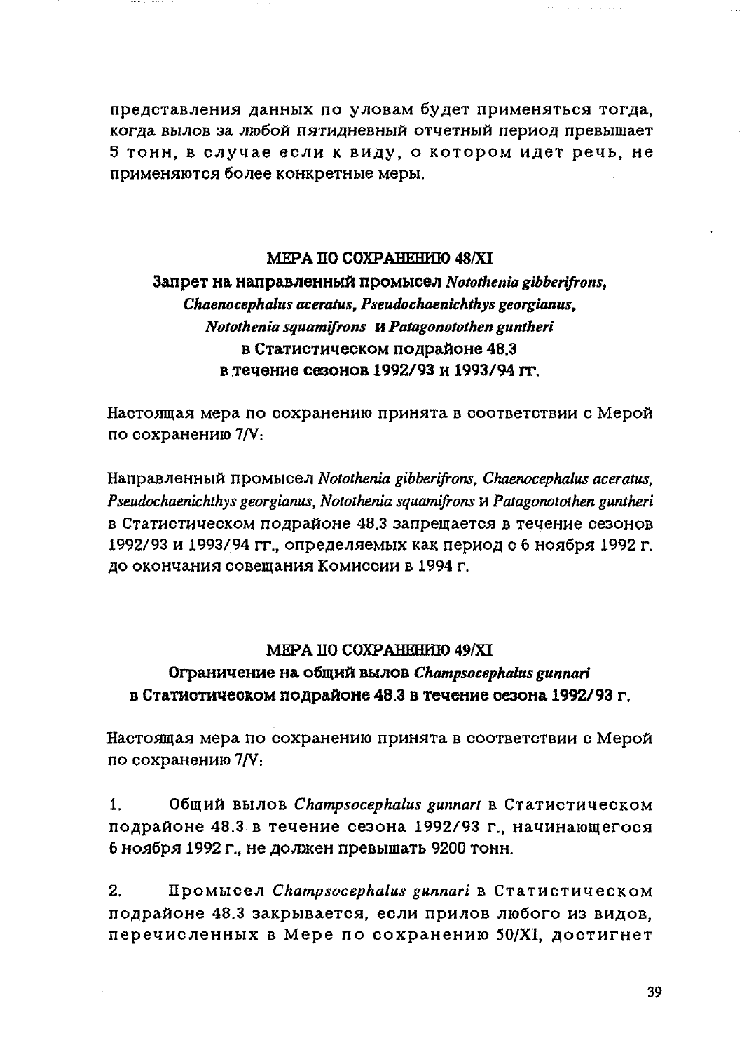представления данных по уловам будет применяться тогда, когда вылов за любой пятидневный отчетный период превышает 5 тонн, в случае если к виду, о котором идет речь, не применяются более конкретные меры.

## МЕРА ПО СОХРАНЕНИЮ 48/XI

**Запрет на направленный промысел *Notothenia gibberifrons, Chaenocephalus aceratus, Pseudochaenichthys georgianus, Notothenia squamifrons* и *Patagonotothen guntheri* в Статистическом подрайоне 48.3 в течение сезонов 1992/93 и 1993/94 гг.**

Настоящая мера по сохранению принята в соответствии с Мерой по сохранению 7/V:

Направленный промысел *Notothenia gibberifrons, Chaenocephalus aceratus, Pseudochaenichthys georgianus, Notothenia squamifrons* и *Patagonotothen guntheri* в Статистическом подрайоне 48.3 запрещается в течение сезонов 1992/93 и 1993/94 гг., определяемых как период с 6 ноября 1992 г. до окончания совещания Комиссии в 1994 г.

## МЕРА ПО СОХРАНЕНИЮ 49/XI

**Ограничение на общий вылов *Champsocephalus gunnari* в Статистическом подрайоне 48.3 в течение сезона 1992/93 г.**

Настоящая мера по сохранению принята в соответствии с Мерой по сохранению 7/V:

1. Общий вылов *Champsocephalus gunnari* в Статистическом подрайоне 48.3 в течение сезона 1992/93 г., начинающегося 6 ноября 1992 г., не должен превышать 9200 тонн.

2. Промысел *Champsocephalus gunnari* в Статистическом подрайоне 48.3 закрывается, если прилов любого из видов, перечисленных в Мере по сохранению 50/XI, достигнет